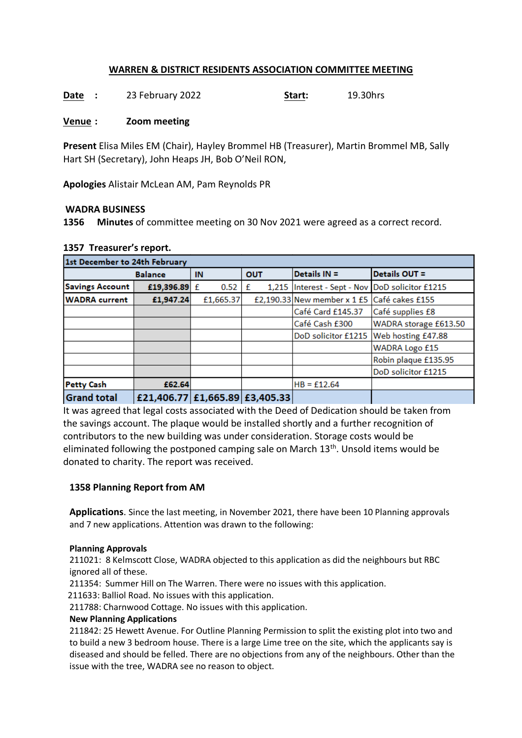## WARREN & DISTRICT RESIDENTS ASSOCIATION COMMITTEE MEETING

**Date** : 23 February 2022 **Start:** 19.30hrs

**Venue** : **Zoom meeting**

**Present** Elisa Miles EM (Chair), Hayley Brommel HB (Treasurer), Martin Brommel MB, Sally Hart SH (Secretary), John Heaps JH, Bob O'Neil RON,

**Apologies** Alistair McLean AM, Pam Reynolds PR

### WADRA BUSINESS

**1356 Minutes** of committee meeting on 30 Nov 2021 were agreed as a correct record.

### 1357 Treasurer's report.

| 1st December to 24th February | | | | | |
|---|---|---|---|---|---|
| | Balance | IN | OUT | Details IN = | Details OUT = |
| Savings Account | £19,396.89 | £ 0.52 | £ 1,215 | Interest - Sept - Nov | DoD solicitor £1215 |
| WADRA current | £1,947.24 | £1,665.37 | £2,190.33 | New member x 1 £5 | Café cakes £155 |
| | | | | Café Card £145.37 | Café supplies £8 |
| | | | | Café Cash £300 | WADRA storage £613.50 |
| | | | | DoD solicitor £1215 | Web hosting £47.88 |
| | | | | | WADRA Logo £15 |
| | | | | | Robin plaque £135.95 |
| | | | | | DoD solicitor £1215 |
| Petty Cash | £62.64 | | | HB = £12.64 | |
| Grand total | £21,406.77 | £1,665.89 | £3,405.33 | | |

It was agreed that legal costs associated with the Deed of Dedication should be taken from the savings account. The plaque would be installed shortly and a further recognition of contributors to the new building was under consideration. Storage costs would be eliminated following the postponed camping sale on March 13th. Unsold items would be donated to charity. The report was received.

### 1358 Planning Report from AM

**Applications**. Since the last meeting, in November 2021, there have been 10 Planning approvals and 7 new applications. Attention was drawn to the following:

**Planning Approvals**

211021: 8 Kelmscott Close, WADRA objected to this application as did the neighbours but RBC ignored all of these.

211354: Summer Hill on The Warren. There were no issues with this application.

211633: Balliol Road. No issues with this application.

211788: Charnwood Cottage. No issues with this application.

**New Planning Applications**

211842: 25 Hewett Avenue. For Outline Planning Permission to split the existing plot into two and to build a new 3 bedroom house. There is a large Lime tree on the site, which the applicants say is diseased and should be felled. There are no objections from any of the neighbours. Other than the issue with the tree, WADRA see no reason to object.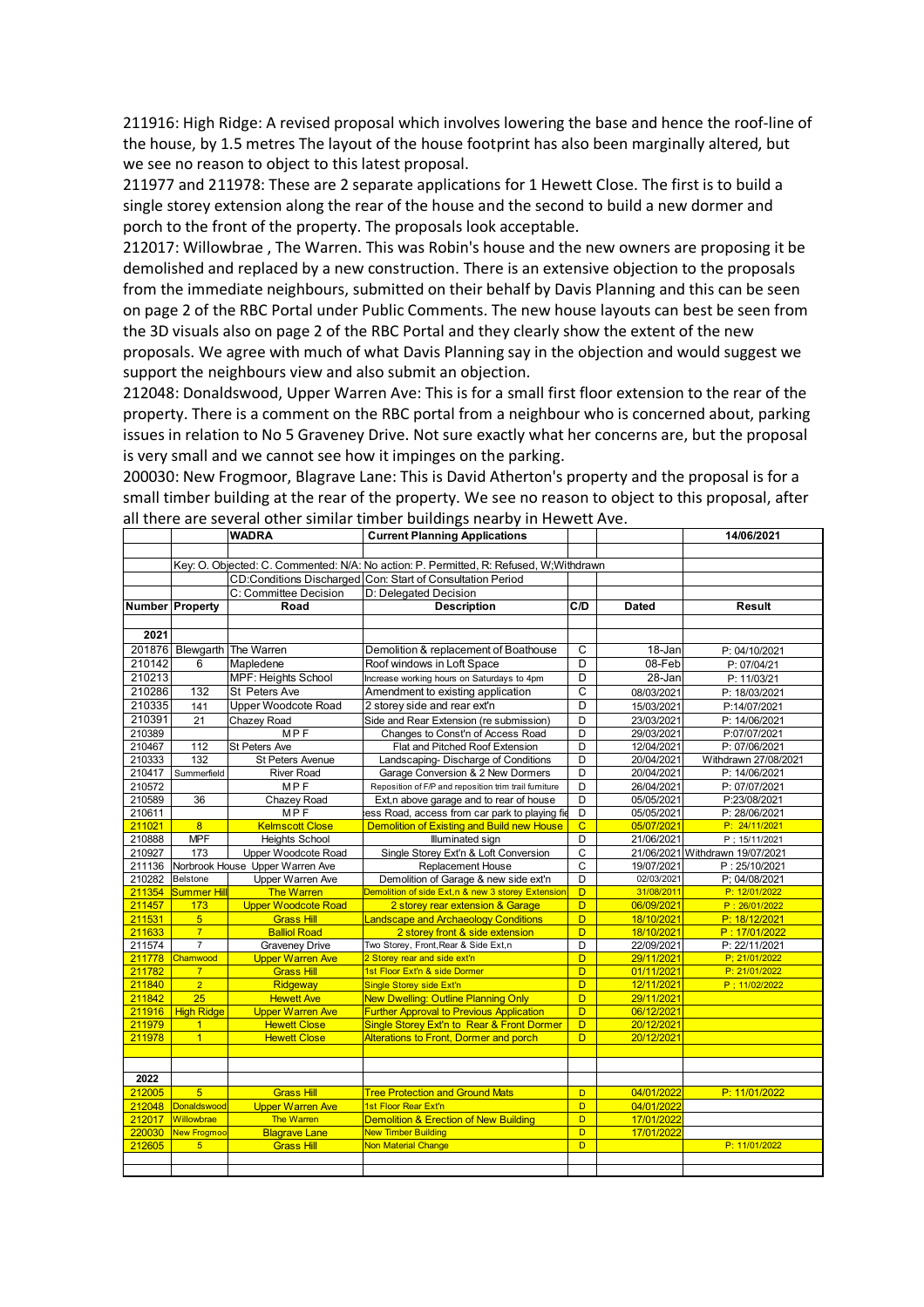211916: High Ridge: A revised proposal which involves lowering the base and hence the roof-line of the house, by 1.5 metres The layout of the house footprint has also been marginally altered, but we see no reason to object to this latest proposal.

211977 and 211978: These are 2 separate applications for 1 Hewett Close. The first is to build a single storey extension along the rear of the house and the second to build a new dormer and porch to the front of the property. The proposals look acceptable.

212017: Willowbrae , The Warren. This was Robin's house and the new owners are proposing it be demolished and replaced by a new construction. There is an extensive objection to the proposals from the immediate neighbours, submitted on their behalf by Davis Planning and this can be seen on page 2 of the RBC Portal under Public Comments. The new house layouts can best be seen from the 3D visuals also on page 2 of the RBC Portal and they clearly show the extent of the new proposals. We agree with much of what Davis Planning say in the objection and would suggest we support the neighbours view and also submit an objection.

212048: Donaldswood, Upper Warren Ave: This is for a small first floor extension to the rear of the property. There is a comment on the RBC portal from a neighbour who is concerned about, parking issues in relation to No 5 Graveney Drive. Not sure exactly what her concerns are, but the proposal is very small and we cannot see how it impinges on the parking.

200030: New Frogmoor, Blagrave Lane: This is David Atherton's property and the proposal is for a small timber building at the rear of the property. We see no reason to object to this proposal, after all there are several other similar timber buildings nearby in Hewett Ave.

| | | WADRA | Current Planning Applications | | | 14/06/2021 |
|---|---|---|---|---|---|---|
| | Key: O. Objected: C. Commented: N/A: No action: P. Permitted, R: Refused, W;Withdrawn | | | | | |
| | | CD:Conditions Discharged | Con: Start of Consultation Period | | | |
| | | C: Committee Decision | D: Delegated Decision | | | |
| **Number** | **Property** | **Road** | **Description** | **C/D** | **Dated** | **Result** |
| **2021** | | | | | | |
| 201876 | Blewgarth | The Warren | Demolition & replacement of Boathouse | C | 18-Jan | P: 04/10/2021 |
| 210142 | 6 | Mapledene | Roof windows in Loft Space | D | 08-Feb | P: 07/04/21 |
| 210213 | | MPF: Heights School | Increase working hours on Saturdays to 4pm | D | 28-Jan | P: 11/03/21 |
| 210286 | 132 | St Peters Ave | Amendment to existing application | C | 08/03/2021 | P: 18/03/2021 |
| 210335 | 141 | Upper Woodcote Road | 2 storey side and rear ext'n | D | 15/03/2021 | P:14/07/2021 |
| 210391 | 21 | Chazey Road | Side and Rear Extension (re submission) | D | 23/03/2021 | P: 14/06/2021 |
| 210389 | | M P F | Changes to Const'n of Access Road | D | 29/03/2021 | P:07/07/2021 |
| 210467 | 112 | St Peters Ave | Flat and Pitched Roof Extension | D | 12/04/2021 | P: 07/06/2021 |
| 210333 | 132 | St Peters Avenue | Landscaping- Discharge of Conditions | D | 20/04/2021 | Withdrawn 27/08/2021 |
| 210417 | Summerfield | River Road | Garage Conversion & 2 New Dormers | D | 20/04/2021 | P: 14/06/2021 |
| 210572 | | M P F | Reposition of F/P and reposition trim trail furniture | D | 26/04/2021 | P: 07/07/2021 |
| 210589 | 36 | Chazey Road | Ext,n above garage and to rear of house | D | 05/05/2021 | P:23/08/2021 |
| 210611 | | M P F | ess Road, access from car park to playing fie | D | 05/05/2021 | P: 28/06/2021 |
| 211021 | 8 | Kelmscott Close | Demolition of Existing and Build new House | C | 05/07/2021 | P: 24/11/2021 |
| 210888 | MPF | Heights School | Illuminated sign | D | 21/06/2021 | P ; 15/11/2021 |
| 210927 | 173 | Upper Woodcote Road | Single Storey Ext'n & Loft Conversion | C | 21/06/2021 | Withdrawn 19/07/2021 |
| 211136 | Norbrook House | Upper Warren Ave | Replacement House | C | 19/07/2021 | P : 25/10/2021 |
| 210282 | Belstone | Upper Warren Ave | Demolition of Garage & new side ext'n | D | 02/03/2021 | P; 04/08/2021 |
| 211354 | Summer Hill | The Warren | Demolition of side Ext,n & new 3 storey Extension | D | 31/08/2011 | P: 12/01/2022 |
| 211457 | 173 | Upper Woodcote Road | 2 storey rear extension & Garage | D | 06/09/2021 | P : 26/01/2022 |
| 211531 | 5 | Grass Hill | Landscape and Archaeology Conditions | D | 18/10/2021 | P: 18/12/2021 |
| 211633 | 7 | Balliol Road | 2 storey front & side extension | D | 18/10/2021 | P : 17/01/2022 |
| 211574 | 7 | Graveney Drive | Two Storey, Front,Rear & Side Ext,n | D | 22/09/2021 | P: 22/11/2021 |
| 211778 | Charnwood | Upper Warren Ave | 2 Storey rear and side ext'n | D | 29/11/2021 | P: 21/01/2022 |
| 211782 | 7 | Grass Hill | 1st Floor Ext'n & side Dormer | D | 01/11/2021 | P: 21/01/2022 |
| 211840 | 2 | Ridgeway | Single Storey side Ext'n | D | 12/11/2021 | P ; 11/02/2022 |
| 211842 | 25 | Hewett Ave | New Dwelling: Outline Planning Only | D | 29/11/2021 | |
| 211916 | High Ridge | Upper Warren Ave | Further Approval to Previous Application | D | 06/12/2021 | |
| 211979 | 1 | Hewett Close | Single Storey Ext'n to Rear & Front Dormer | D | 20/12/2021 | |
| 211978 | 1 | Hewett Close | Alterations to Front, Dormer and porch | D | 20/12/2021 | |
| **2022** | | | | | | |
| 212005 | 5 | Grass Hill | Tree Protection and Ground Mats | D | 04/01/2022 | P: 11/01/2022 |
| 212048 | Donaldswood | Upper Warren Ave | 1st Floor Rear Ext'n | D | 04/01/2022 | |
| 212017 | Willowbrae | The Warren | Demolition & Erection of New Building | D | 17/01/2022 | |
| 220030 | New Frogmoo | Blagrave Lane | New Timber Building | D | 17/01/2022 | |
| 212605 | 5 | Grass Hill | Non Material Change | D | | P: 11/01/2022 |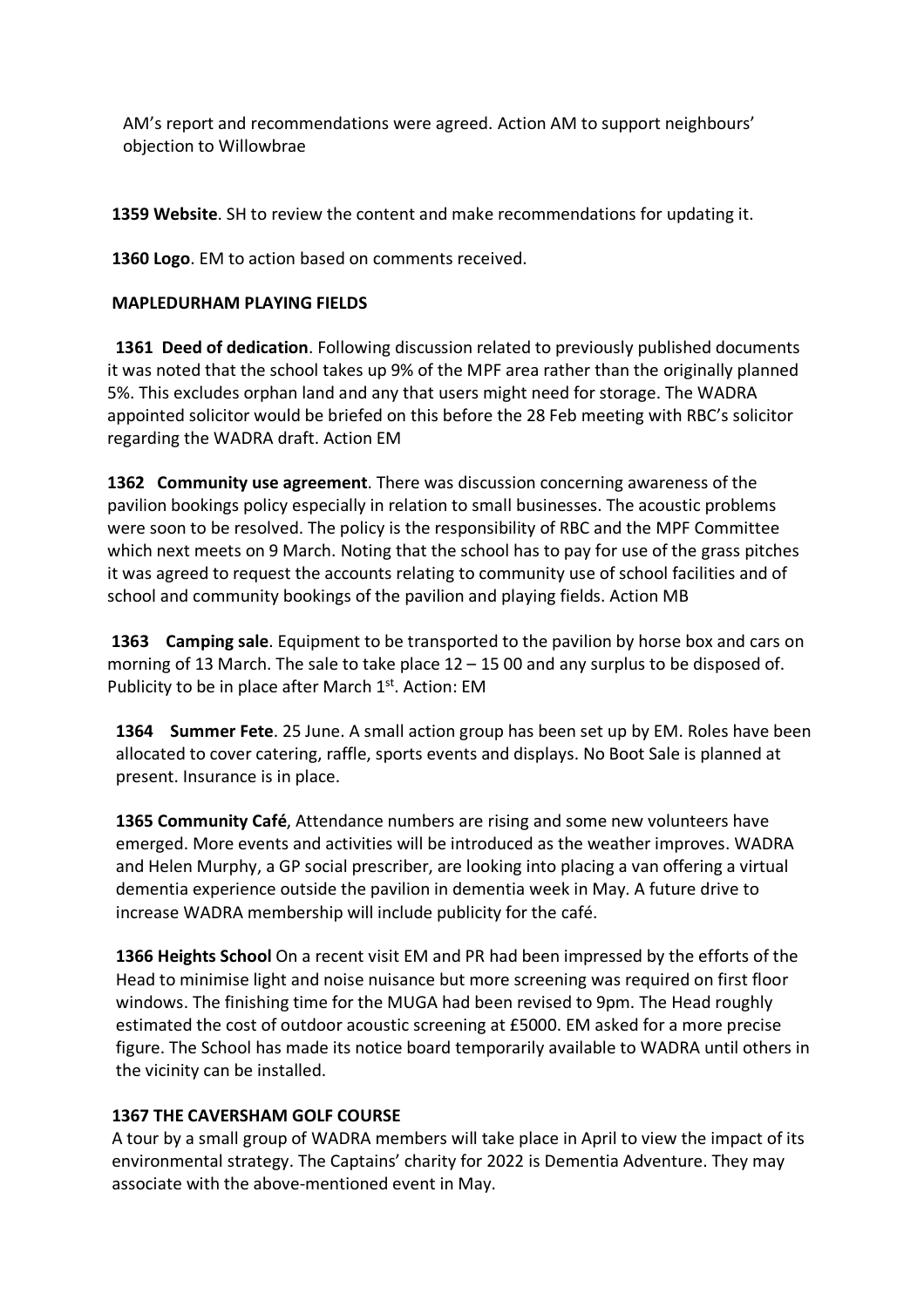AM's report and recommendations were agreed. Action AM to support neighbours' objection to Willowbrae

**1359 Website**. SH to review the content and make recommendations for updating it.

**1360 Logo**. EM to action based on comments received.

**MAPLEDURHAM PLAYING FIELDS**

**1361 Deed of dedication**. Following discussion related to previously published documents it was noted that the school takes up 9% of the MPF area rather than the originally planned 5%. This excludes orphan land and any that users might need for storage. The WADRA appointed solicitor would be briefed on this before the 28 Feb meeting with RBC's solicitor regarding the WADRA draft. Action EM

**1362 Community use agreement**. There was discussion concerning awareness of the pavilion bookings policy especially in relation to small businesses. The acoustic problems were soon to be resolved. The policy is the responsibility of RBC and the MPF Committee which next meets on 9 March. Noting that the school has to pay for use of the grass pitches it was agreed to request the accounts relating to community use of school facilities and of school and community bookings of the pavilion and playing fields. Action MB

**1363 Camping sale**. Equipment to be transported to the pavilion by horse box and cars on morning of 13 March. The sale to take place 12 – 15 00 and any surplus to be disposed of. Publicity to be in place after March 1st. Action: EM

**1364 Summer Fete**. 25 June. A small action group has been set up by EM. Roles have been allocated to cover catering, raffle, sports events and displays. No Boot Sale is planned at present. Insurance is in place.

**1365 Community Café**, Attendance numbers are rising and some new volunteers have emerged. More events and activities will be introduced as the weather improves. WADRA and Helen Murphy, a GP social prescriber, are looking into placing a van offering a virtual dementia experience outside the pavilion in dementia week in May. A future drive to increase WADRA membership will include publicity for the café.

**1366 Heights School** On a recent visit EM and PR had been impressed by the efforts of the Head to minimise light and noise nuisance but more screening was required on first floor windows. The finishing time for the MUGA had been revised to 9pm. The Head roughly estimated the cost of outdoor acoustic screening at £5000. EM asked for a more precise figure. The School has made its notice board temporarily available to WADRA until others in the vicinity can be installed.

**1367 THE CAVERSHAM GOLF COURSE**

A tour by a small group of WADRA members will take place in April to view the impact of its environmental strategy. The Captains' charity for 2022 is Dementia Adventure. They may associate with the above-mentioned event in May.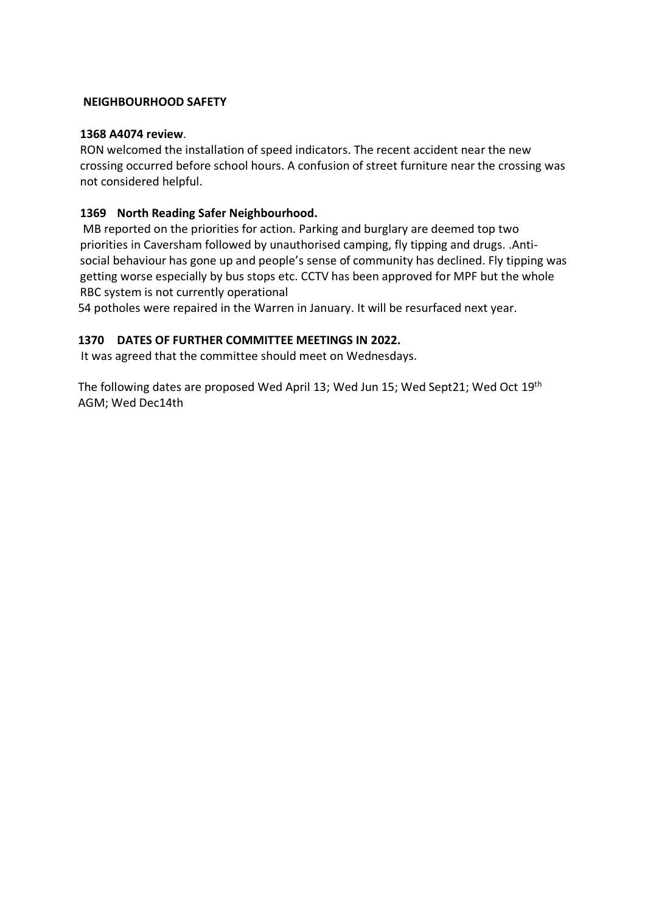**NEIGHBOURHOOD SAFETY**

**1368 A4074 review**.

RON welcomed the installation of speed indicators. The recent accident near the new crossing occurred before school hours. A confusion of street furniture near the crossing was not considered helpful.

**1369 North Reading Safer Neighbourhood.**

MB reported on the priorities for action. Parking and burglary are deemed top two priorities in Caversham followed by unauthorised camping, fly tipping and drugs. .Anti-social behaviour has gone up and people's sense of community has declined. Fly tipping was getting worse especially by bus stops etc. CCTV has been approved for MPF but the whole RBC system is not currently operational

54 potholes were repaired in the Warren in January. It will be resurfaced next year.

**1370 DATES OF FURTHER COMMITTEE MEETINGS IN 2022.**

It was agreed that the committee should meet on Wednesdays.

The following dates are proposed Wed April 13; Wed Jun 15; Wed Sept21; Wed Oct 19th AGM; Wed Dec14th